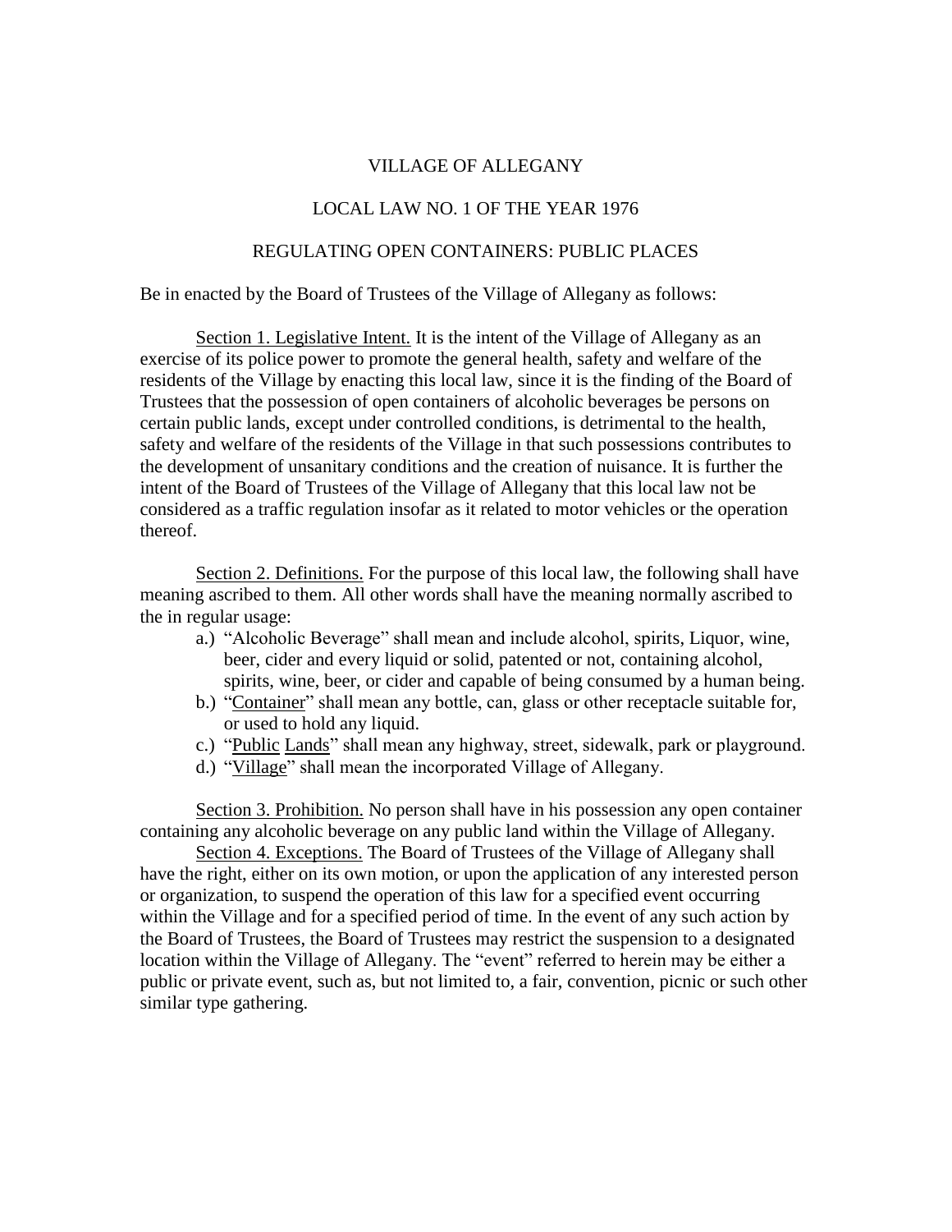# VILLAGE OF ALLEGANY

## LOCAL LAW NO. 1 OF THE YEAR 1976

## REGULATING OPEN CONTAINERS: PUBLIC PLACES

Be in enacted by the Board of Trustees of the Village of Allegany as follows:

Section 1. Legislative Intent. It is the intent of the Village of Allegany as an exercise of its police power to promote the general health, safety and welfare of the residents of the Village by enacting this local law, since it is the finding of the Board of Trustees that the possession of open containers of alcoholic beverages be persons on certain public lands, except under controlled conditions, is detrimental to the health, safety and welfare of the residents of the Village in that such possessions contributes to the development of unsanitary conditions and the creation of nuisance. It is further the intent of the Board of Trustees of the Village of Allegany that this local law not be considered as a traffic regulation insofar as it related to motor vehicles or the operation thereof.

Section 2. Definitions. For the purpose of this local law, the following shall have meaning ascribed to them. All other words shall have the meaning normally ascribed to the in regular usage:

a.) "Alcoholic Beverage" shall mean and include alcohol, spirits, Liquor, wine, beer, cider and every liquid or solid, patented or not, containing alcohol, spirits, wine, beer, or cider and capable of being consumed by a human being.
b.) "Container" shall mean any bottle, can, glass or other receptacle suitable for, or used to hold any liquid.
c.) "Public Lands" shall mean any highway, street, sidewalk, park or playground.
d.) "Village" shall mean the incorporated Village of Allegany.

Section 3. Prohibition. No person shall have in his possession any open container containing any alcoholic beverage on any public land within the Village of Allegany.

Section 4. Exceptions. The Board of Trustees of the Village of Allegany shall have the right, either on its own motion, or upon the application of any interested person or organization, to suspend the operation of this law for a specified event occurring within the Village and for a specified period of time. In the event of any such action by the Board of Trustees, the Board of Trustees may restrict the suspension to a designated location within the Village of Allegany. The "event" referred to herein may be either a public or private event, such as, but not limited to, a fair, convention, picnic or such other similar type gathering.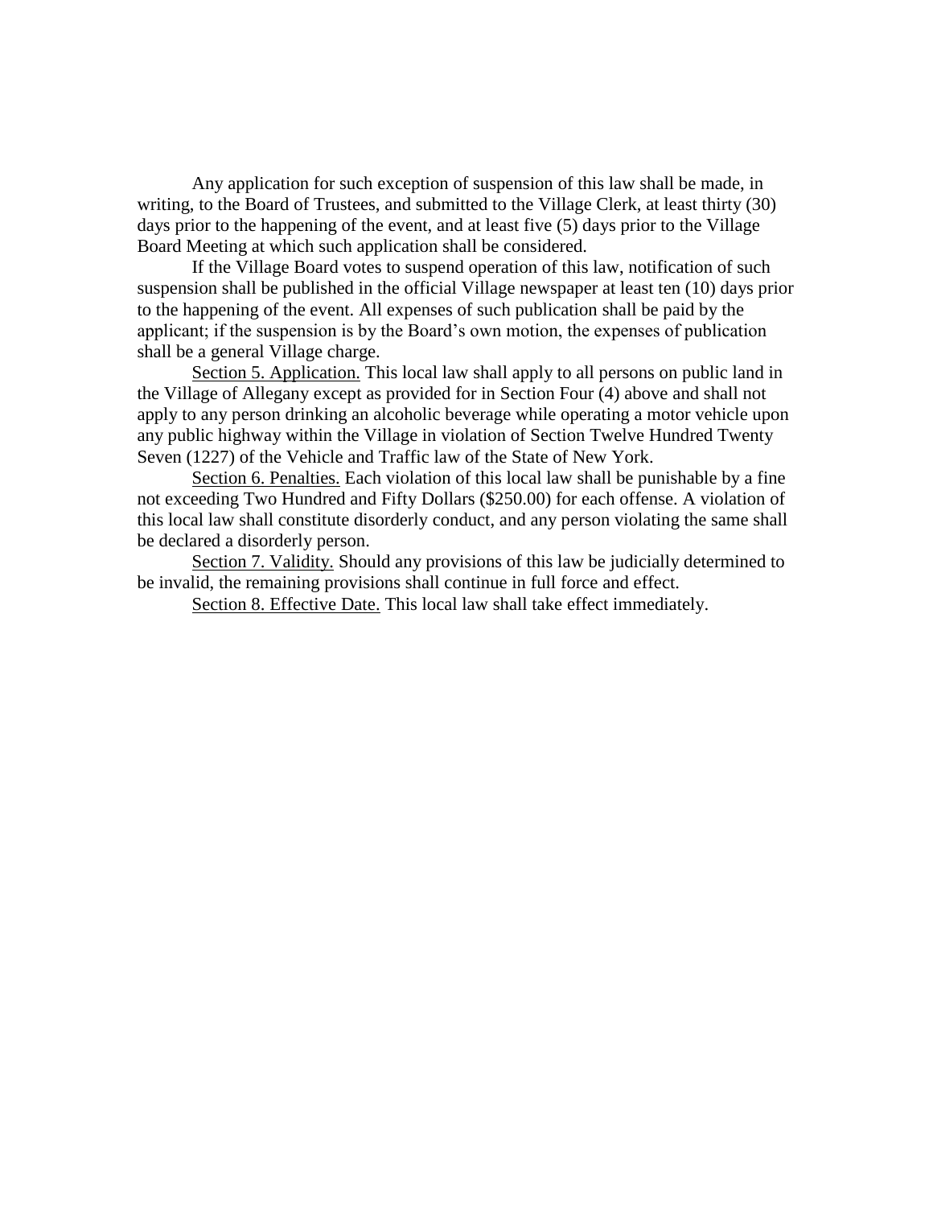Any application for such exception of suspension of this law shall be made, in writing, to the Board of Trustees, and submitted to the Village Clerk, at least thirty (30) days prior to the happening of the event, and at least five (5) days prior to the Village Board Meeting at which such application shall be considered.

If the Village Board votes to suspend operation of this law, notification of such suspension shall be published in the official Village newspaper at least ten (10) days prior to the happening of the event. All expenses of such publication shall be paid by the applicant; if the suspension is by the Board's own motion, the expenses of publication shall be a general Village charge.

Section 5. Application. This local law shall apply to all persons on public land in the Village of Allegany except as provided for in Section Four (4) above and shall not apply to any person drinking an alcoholic beverage while operating a motor vehicle upon any public highway within the Village in violation of Section Twelve Hundred Twenty Seven (1227) of the Vehicle and Traffic law of the State of New York.

Section 6. Penalties. Each violation of this local law shall be punishable by a fine not exceeding Two Hundred and Fifty Dollars ($250.00) for each offense. A violation of this local law shall constitute disorderly conduct, and any person violating the same shall be declared a disorderly person.

Section 7. Validity. Should any provisions of this law be judicially determined to be invalid, the remaining provisions shall continue in full force and effect.

Section 8. Effective Date. This local law shall take effect immediately.